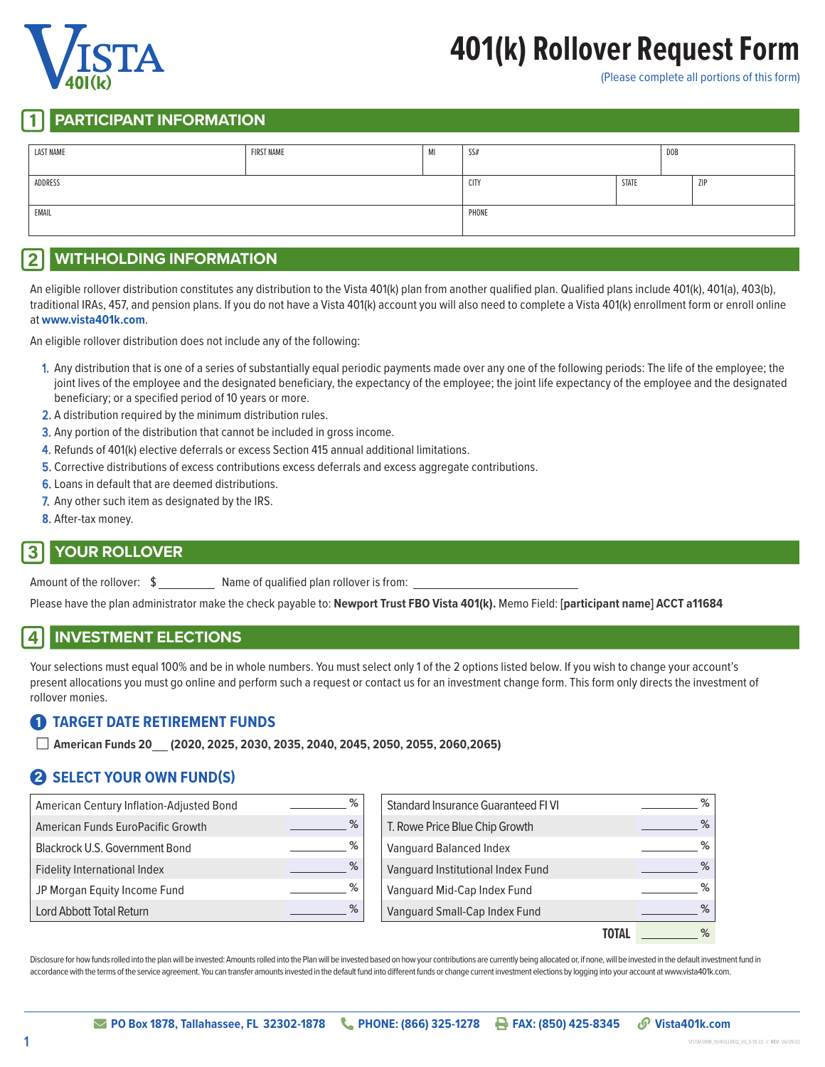# 401(k) Rollover Request Form

(Please complete all portions of this form)

## 1 PARTICIPANT INFORMATION

| LAST NAME | FIRST NAME | MI | SS# | | DOB |
|---|---|---|---|---|---|
| ADDRESS | | | CITY | STATE | ZIP |
| EMAIL | | | PHONE | | |

## 2 WITHHOLDING INFORMATION

An eligible rollover distribution constitutes any distribution to the Vista 401(k) plan from another qualified plan. Qualified plans include 401(k), 401(a), 403(b), traditional IRAs, 457, and pension plans. If you do not have a Vista 401(k) account you will also need to complete a Vista 401(k) enrollment form or enroll online at **www.vista401k.com**.

An eligible rollover distribution does not include any of the following:

1. Any distribution that is one of a series of substantially equal periodic payments made over any one of the following periods: The life of the employee; the joint lives of the employee and the designated beneficiary, the expectancy of the employee; the joint life expectancy of the employee and the designated beneficiary; or a specified period of 10 years or more.
2. A distribution required by the minimum distribution rules.
3. Any portion of the distribution that cannot be included in gross income.
4. Refunds of 401(k) elective deferrals or excess Section 415 annual additional limitations.
5. Corrective distributions of excess contributions excess deferrals and excess aggregate contributions.
6. Loans in default that are deemed distributions.
7. Any other such item as designated by the IRS.
8. After-tax money.

## 3 YOUR ROLLOVER

Amount of the rollover: $ _________ Name of qualified plan rollover is from: ______________________

Please have the plan administrator make the check payable to: **Newport Trust FBO Vista 401(k).** Memo Field: **[participant name] ACCT a11684**

## 4 INVESTMENT ELECTIONS

Your selections must equal 100% and be in whole numbers. You must select only 1 of the 2 options listed below. If you wish to change your account's present allocations you must go online and perform such a request or contact us for an investment change form. This form only directs the investment of rollover monies.

### 1 TARGET DATE RETIREMENT FUNDS

☐ **American Funds 20__ (2020, 2025, 2030, 2035, 2040, 2045, 2050, 2055, 2060,2065)**

### 2 SELECT YOUR OWN FUND(S)

| Fund | % |
|---|---|
| American Century Inflation-Adjusted Bond | ______ % |
| American Funds EuroPacific Growth | ______ % |
| Blackrock U.S. Government Bond | ______ % |
| Fidelity International Index | ______ % |
| JP Morgan Equity Income Fund | ______ % |
| Lord Abbott Total Return | ______ % |
| Standard Insurance Guaranteed FI VI | ______ % |
| T. Rowe Price Blue Chip Growth | ______ % |
| Vanguard Balanced Index | ______ % |
| Vanguard Institutional Index Fund | ______ % |
| Vanguard Mid-Cap Index Fund | ______ % |
| Vanguard Small-Cap Index Fund | ______ % |
| **TOTAL** | ______ % |

Disclosure for how funds rolled into the plan will be invested: Amounts rolled into the Plan will be invested based on how your contributions are currently being allocated or, if none, will be invested in the default investment fund in accordance with the terms of the service agreement. You can transfer amounts invested in the default fund into different funds or change current investment elections by logging into your account at www.vista401k.com.

PO Box 1878, Tallahassee, FL 32302-1878 | PHONE: (866) 325-1278 | FAX: (850) 425-8345 | Vista401k.com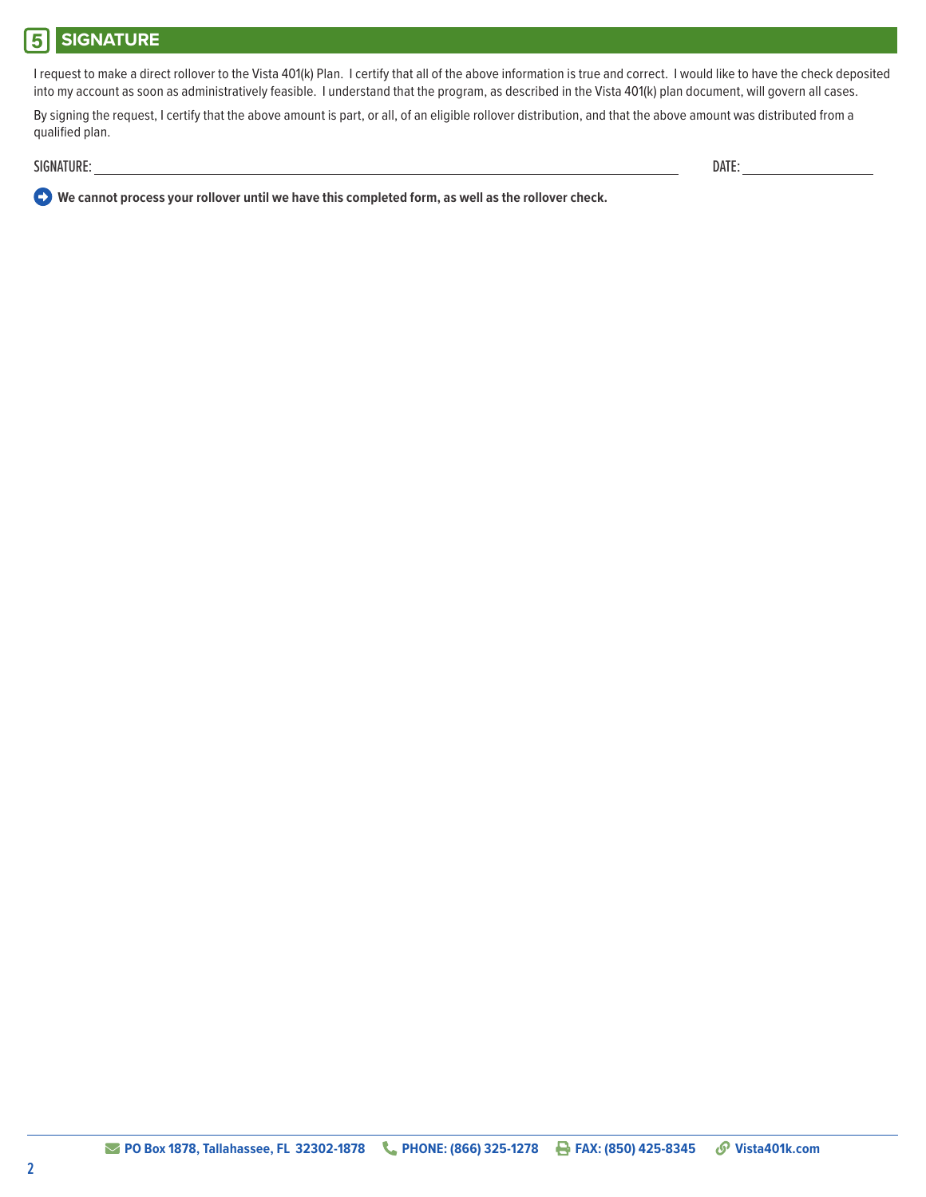## 5 SIGNATURE

I request to make a direct rollover to the Vista 401(k) Plan. I certify that all of the above information is true and correct. I would like to have the check deposited into my account as soon as administratively feasible. I understand that the program, as described in the Vista 401(k) plan document, will govern all cases.

By signing the request, I certify that the above amount is part, or all, of an eligible rollover distribution, and that the above amount was distributed from a qualified plan.

SIGNATURE: ______________________________________________ DATE: ____________________

**We cannot process your rollover until we have this completed form, as well as the rollover check.**

**PO Box 1878, Tallahassee, FL 32302-1878** **PHONE: (866) 325-1278** **FAX: (850) 425-8345** **Vista401k.com**